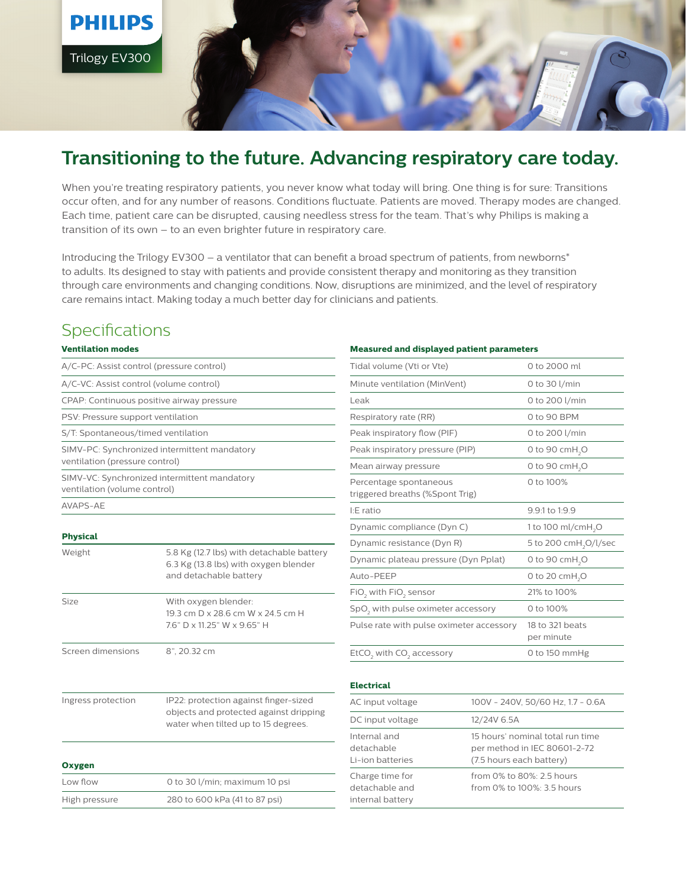PHILIPS

Trilogy EV300

# Transitioning to the future. Advancing respiratory care today.

When you're treating respiratory patients, you never know what today will bring. One thing is for sure: Transitions occur often, and for any number of reasons. Conditions fluctuate. Patients are moved. Therapy modes are changed. Each time, patient care can be disrupted, causing needless stress for the team. That's why Philips is making a transition of its own – to an even brighter future in respiratory care.

Introducing the Trilogy EV300 – a ventilator that can benefit a broad spectrum of patients, from newborns* to adults. Its designed to stay with patients and provide consistent therapy and monitoring as they transition through care environments and changing conditions. Now, disruptions are minimized, and the level of respiratory care remains intact. Making today a much better day for clinicians and patients.

## Specifications

### Ventilation modes

| Ventilation modes |
|---|
| A/C-PC: Assist control (pressure control) |
| A/C-VC: Assist control (volume control) |
| CPAP: Continuous positive airway pressure |
| PSV: Pressure support ventilation |
| S/T: Spontaneous/timed ventilation |
| SIMV-PC: Synchronized intermittent mandatory ventilation (pressure control) |
| SIMV-VC: Synchronized intermittent mandatory ventilation (volume control) |
| AVAPS-AE |

### Physical

| Physical | |
|---|---|
| Weight | 5.8 Kg (12.7 lbs) with detachable battery<br>6.3 Kg (13.8 lbs) with oxygen blender and detachable battery |
| Size | With oxygen blender:<br>19.3 cm D x 28.6 cm W x 24.5 cm H<br>7.6" D x 11.25" W x 9.65" H |
| Screen dimensions | 8", 20.32 cm |
| Ingress protection | IP22: protection against finger-sized objects and protected against dripping water when tilted up to 15 degrees. |

### Oxygen

| Oxygen | |
|---|---|
| Low flow | 0 to 30 l/min; maximum 10 psi |
| High pressure | 280 to 600 kPa (41 to 87 psi) |

### Measured and displayed patient parameters

| Measured and displayed patient parameters | |
|---|---|
| Tidal volume (Vti or Vte) | 0 to 2000 ml |
| Minute ventilation (MinVent) | 0 to 30 l/min |
| Leak | 0 to 200 l/min |
| Respiratory rate (RR) | 0 to 90 BPM |
| Peak inspiratory flow (PIF) | 0 to 200 l/min |
| Peak inspiratory pressure (PIP) | 0 to 90 $cmH_2O$ |
| Mean airway pressure | 0 to 90 $cmH_2O$ |
| Percentage spontaneous triggered breaths (%Spont Trig) | 0 to 100% |
| I:E ratio | 9.9:1 to 1:9.9 |
| Dynamic compliance (Dyn C) | 1 to 100 ml/$cmH_2O$ |
| Dynamic resistance (Dyn R) | 5 to 200 $cmH_2O$/l/sec |
| Dynamic plateau pressure (Dyn Pplat) | 0 to 90 $cmH_2O$ |
| Auto-PEEP | 0 to 20 $cmH_2O$ |
| $FiO_2$ with $FiO_2$ sensor | 21% to 100% |
| $SpO_2$ with pulse oximeter accessory | 0 to 100% |
| Pulse rate with pulse oximeter accessory | 18 to 321 beats per minute |
| $EtCO_2$ with $CO_2$ accessory | 0 to 150 mmHg |

### Electrical

| Electrical | |
|---|---|
| AC input voltage | 100V - 240V, 50/60 Hz, 1.7 - 0.6A |
| DC input voltage | 12/24V 6.5A |
| Internal and detachable Li-ion batteries | 15 hours' nominal total run time per method in IEC 80601-2-72 (7.5 hours each battery) |
| Charge time for detachable and internal battery | from 0% to 80%: 2.5 hours<br>from 0% to 100%: 3.5 hours |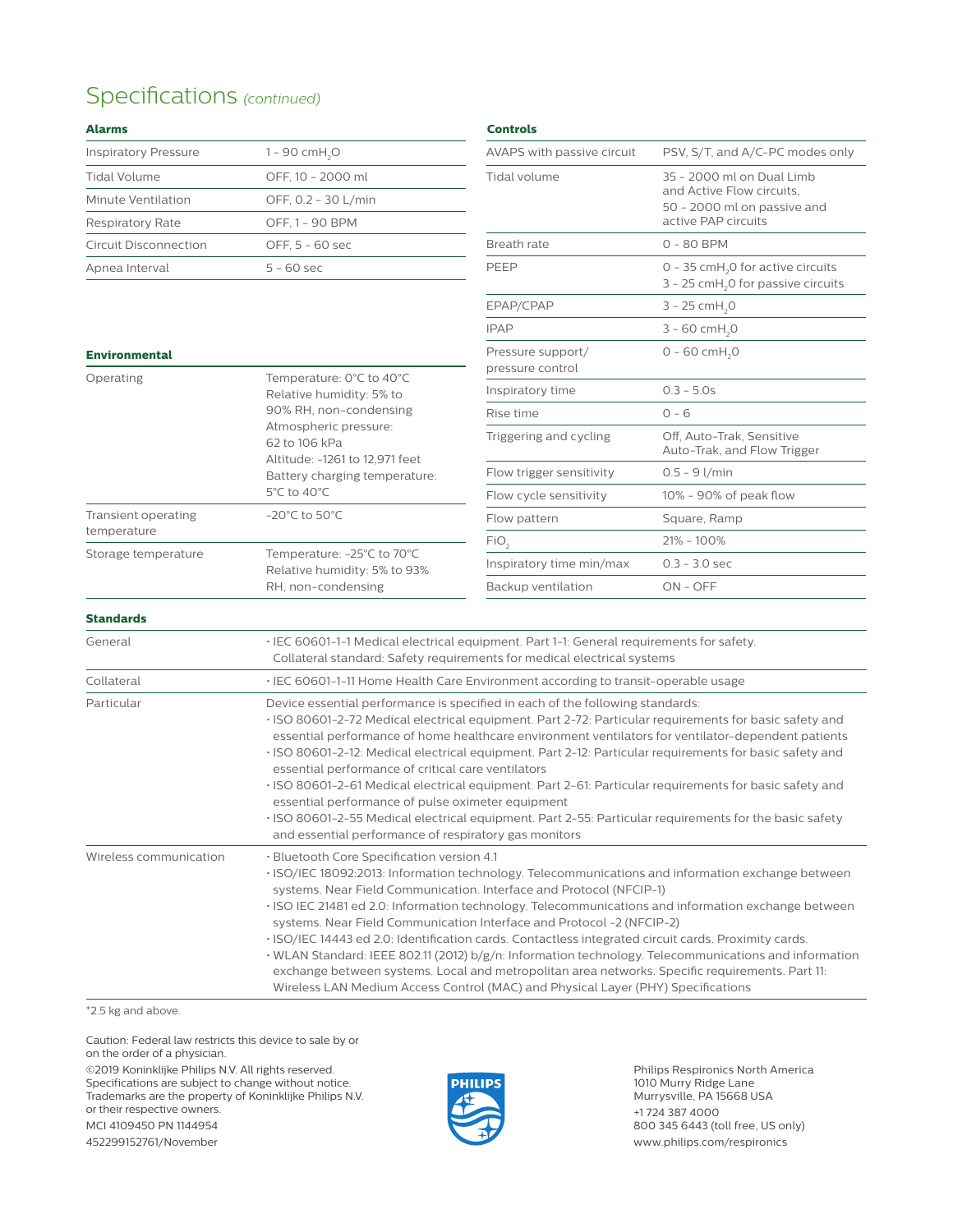# Specifications *(continued)*

**Alarms**

| | |
|---|---|
| Inspiratory Pressure | 1 - 90 $cmH_2O$ |
| Tidal Volume | OFF, 10 - 2000 ml |
| Minute Ventilation | OFF, 0.2 - 30 L/min |
| Respiratory Rate | OFF, 1 - 90 BPM |
| Circuit Disconnection | OFF, 5 - 60 sec |
| Apnea Interval | 5 - 60 sec |

**Environmental**

| | |
|---|---|
| Operating | Temperature: 0°C to 40°C<br>Relative humidity: 5% to 90% RH, non-condensing<br>Atmospheric pressure: 62 to 106 kPa<br>Altitude: -1261 to 12,971 feet<br>Battery charging temperature: 5°C to 40°C |
| Transient operating temperature | -20°C to 50°C |
| Storage temperature | Temperature: -25°C to 70°C<br>Relative humidity: 5% to 93% RH, non-condensing |

**Controls**

| | |
|---|---|
| AVAPS with passive circuit | PSV, S/T, and A/C-PC modes only |
| Tidal volume | 35 - 2000 ml on Dual Limb and Active Flow circuits,<br>50 - 2000 ml on passive and active PAP circuits |
| Breath rate | 0 - 80 BPM |
| PEEP | 0 - 35 $cmH_2O$ for active circuits<br>3 - 25 $cmH_2O$ for passive circuits |
| EPAP/CPAP | 3 - 25 $cmH_2O$ |
| IPAP | 3 - 60 $cmH_2O$ |
| Pressure support/ pressure control | 0 - 60 $cmH_2O$ |
| Inspiratory time | 0.3 - 5.0s |
| Rise time | 0 - 6 |
| Triggering and cycling | Off, Auto-Trak, Sensitive Auto-Trak, and Flow Trigger |
| Flow trigger sensitivity | 0.5 - 9 l/min |
| Flow cycle sensitivity | 10% - 90% of peak flow |
| Flow pattern | Square, Ramp |
| $FiO_2$ | 21% - 100% |
| Inspiratory time min/max | 0.3 - 3.0 sec |
| Backup ventilation | ON - OFF |

**Standards**

| | |
|---|---|
| General | • IEC 60601-1-1 Medical electrical equipment. Part 1-1: General requirements for safety. Collateral standard: Safety requirements for medical electrical systems |
| Collateral | • IEC 60601-1-11 Home Health Care Environment according to transit-operable usage |
| Particular | Device essential performance is specified in each of the following standards:<br>• ISO 80601-2-72 Medical electrical equipment. Part 2-72: Particular requirements for basic safety and essential performance of home healthcare environment ventilators for ventilator-dependent patients<br>• ISO 80601-2-12: Medical electrical equipment. Part 2-12: Particular requirements for basic safety and essential performance of critical care ventilators<br>• ISO 80601-2-61 Medical electrical equipment. Part 2-61: Particular requirements for basic safety and essential performance of pulse oximeter equipment<br>• ISO 80601-2-55 Medical electrical equipment. Part 2-55: Particular requirements for the basic safety and essential performance of respiratory gas monitors |
| Wireless communication | • Bluetooth Core Specification version 4.1<br>• ISO/IEC 18092:2013: Information technology. Telecommunications and information exchange between systems. Near Field Communication. Interface and Protocol (NFCIP-1)<br>• ISO IEC 21481 ed 2.0: Information technology. Telecommunications and information exchange between systems. Near Field Communication Interface and Protocol -2 (NFCIP-2)<br>• ISO/IEC 14443 ed 2.0: Identification cards. Contactless integrated circuit cards. Proximity cards.<br>• WLAN Standard: IEEE 802.11 (2012) b/g/n: Information technology. Telecommunications and information exchange between systems. Local and metropolitan area networks. Specific requirements. Part 11: Wireless LAN Medium Access Control (MAC) and Physical Layer (PHY) Specifications |

*2.5 kg and above.

Caution: Federal law restricts this device to sale by or on the order of a physician.

©2019 Koninklijke Philips N.V. All rights reserved.
Specifications are subject to change without notice.
Trademarks are the property of Koninklijke Philips N.V. or their respective owners.

MCI 4109450 PN 1144954

452299152761/November

PHILIPS

Philips Respironics North America
1010 Murry Ridge Lane
Murrysville, PA 15668 USA
+1 724 387 4000
800 345 6443 (toll free, US only)
www.philips.com/respironics